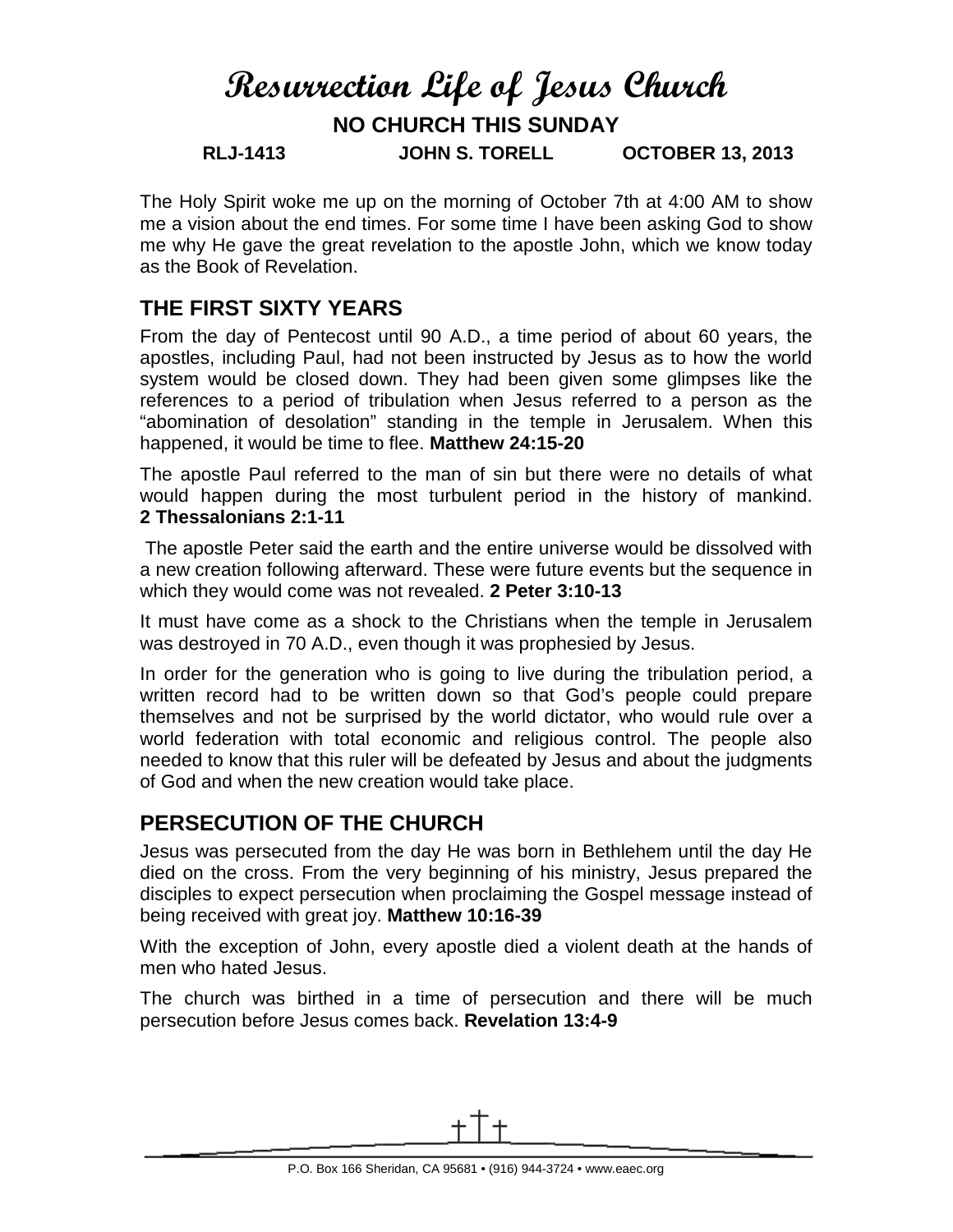# Resurrection Life of Jesus Church

**NO CHURCH THIS SUNDAY**

**RLJ-1413 JOHN S. TORELL OCTOBER 13, 2013**

The Holy Spirit woke me up on the morning of October 7th at 4:00 AM to show me a vision about the end times. For some time I have been asking God to show me why He gave the great revelation to the apostle John, which we know today as the Book of Revelation.

## THE FIRST SIXTY YEARS

From the day of Pentecost until 90 A.D., a time period of about 60 years, the apostles, including Paul, had not been instructed by Jesus as to how the world system would be closed down. They had been given some glimpses like the references to a period of tribulation when Jesus referred to a person as the "abomination of desolation" standing in the temple in Jerusalem. When this happened, it would be time to flee. **Matthew 24:15-20**

The apostle Paul referred to the man of sin but there were no details of what would happen during the most turbulent period in the history of mankind. **2 Thessalonians 2:1-11**

The apostle Peter said the earth and the entire universe would be dissolved with a new creation following afterward. These were future events but the sequence in which they would come was not revealed. **2 Peter 3:10-13**

It must have come as a shock to the Christians when the temple in Jerusalem was destroyed in 70 A.D., even though it was prophesied by Jesus.

In order for the generation who is going to live during the tribulation period, a written record had to be written down so that God's people could prepare themselves and not be surprised by the world dictator, who would rule over a world federation with total economic and religious control. The people also needed to know that this ruler will be defeated by Jesus and about the judgments of God and when the new creation would take place.

## PERSECUTION OF THE CHURCH

Jesus was persecuted from the day He was born in Bethlehem until the day He died on the cross. From the very beginning of his ministry, Jesus prepared the disciples to expect persecution when proclaiming the Gospel message instead of being received with great joy. **Matthew 10:16-39**

With the exception of John, every apostle died a violent death at the hands of men who hated Jesus.

The church was birthed in a time of persecution and there will be much persecution before Jesus comes back. **Revelation 13:4-9**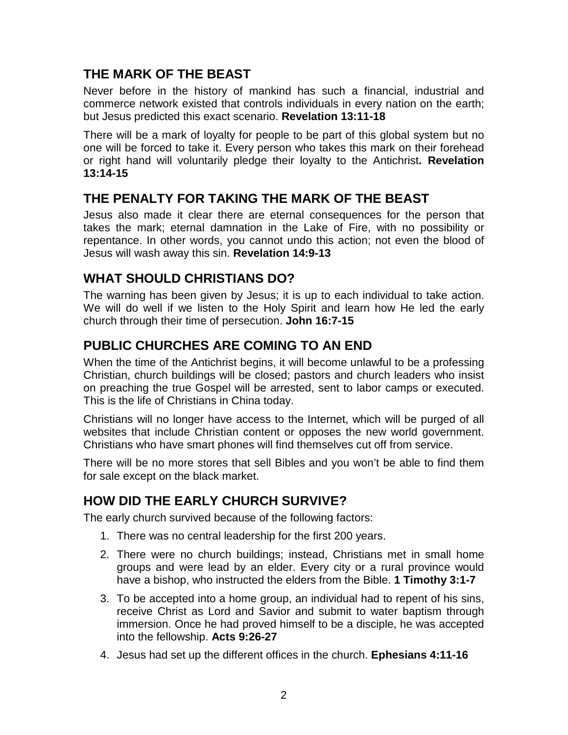## THE MARK OF THE BEAST

Never before in the history of mankind has such a financial, industrial and commerce network existed that controls individuals in every nation on the earth; but Jesus predicted this exact scenario. **Revelation 13:11-18**

There will be a mark of loyalty for people to be part of this global system but no one will be forced to take it. Every person who takes this mark on their forehead or right hand will voluntarily pledge their loyalty to the Antichrist**. Revelation 13:14-15**

## THE PENALTY FOR TAKING THE MARK OF THE BEAST

Jesus also made it clear there are eternal consequences for the person that takes the mark; eternal damnation in the Lake of Fire, with no possibility or repentance. In other words, you cannot undo this action; not even the blood of Jesus will wash away this sin. **Revelation 14:9-13**

## WHAT SHOULD CHRISTIANS DO?

The warning has been given by Jesus; it is up to each individual to take action. We will do well if we listen to the Holy Spirit and learn how He led the early church through their time of persecution. **John 16:7-15**

## PUBLIC CHURCHES ARE COMING TO AN END

When the time of the Antichrist begins, it will become unlawful to be a professing Christian, church buildings will be closed; pastors and church leaders who insist on preaching the true Gospel will be arrested, sent to labor camps or executed. This is the life of Christians in China today.

Christians will no longer have access to the Internet, which will be purged of all websites that include Christian content or opposes the new world government. Christians who have smart phones will find themselves cut off from service.

There will be no more stores that sell Bibles and you won't be able to find them for sale except on the black market.

## HOW DID THE EARLY CHURCH SURVIVE?

The early church survived because of the following factors:

1. There was no central leadership for the first 200 years.
2. There were no church buildings; instead, Christians met in small home groups and were lead by an elder. Every city or a rural province would have a bishop, who instructed the elders from the Bible. **1 Timothy 3:1-7**
3. To be accepted into a home group, an individual had to repent of his sins, receive Christ as Lord and Savior and submit to water baptism through immersion. Once he had proved himself to be a disciple, he was accepted into the fellowship. **Acts 9:26-27**
4. Jesus had set up the different offices in the church. **Ephesians 4:11-16**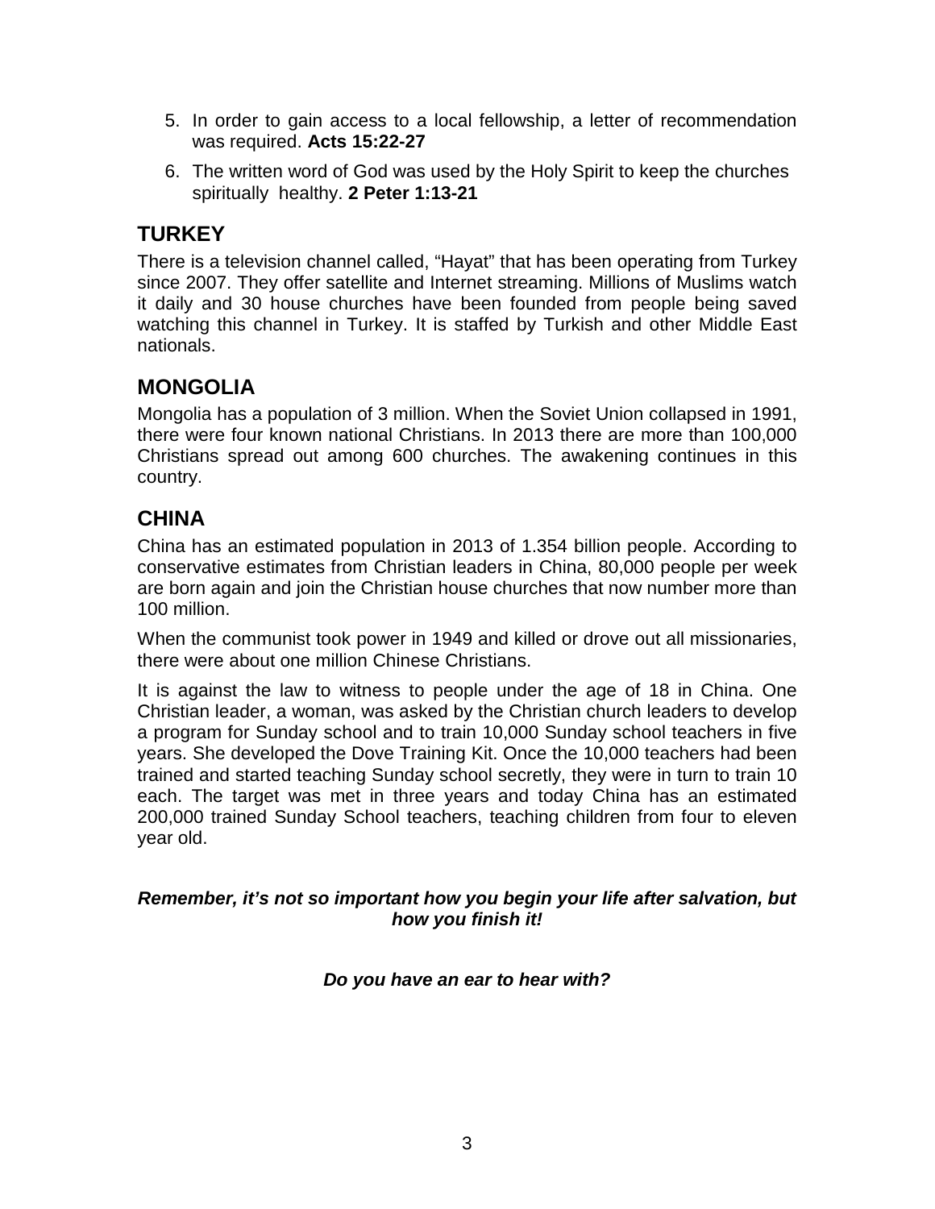5. In order to gain access to a local fellowship, a letter of recommendation was required. **Acts 15:22-27**
6. The written word of God was used by the Holy Spirit to keep the churches spiritually healthy. **2 Peter 1:13-21**

## TURKEY

There is a television channel called, “Hayat” that has been operating from Turkey since 2007. They offer satellite and Internet streaming. Millions of Muslims watch it daily and 30 house churches have been founded from people being saved watching this channel in Turkey. It is staffed by Turkish and other Middle East nationals.

## MONGOLIA

Mongolia has a population of 3 million. When the Soviet Union collapsed in 1991, there were four known national Christians. In 2013 there are more than 100,000 Christians spread out among 600 churches. The awakening continues in this country.

## CHINA

China has an estimated population in 2013 of 1.354 billion people. According to conservative estimates from Christian leaders in China, 80,000 people per week are born again and join the Christian house churches that now number more than 100 million.

When the communist took power in 1949 and killed or drove out all missionaries, there were about one million Chinese Christians.

It is against the law to witness to people under the age of 18 in China. One Christian leader, a woman, was asked by the Christian church leaders to develop a program for Sunday school and to train 10,000 Sunday school teachers in five years. She developed the Dove Training Kit. Once the 10,000 teachers had been trained and started teaching Sunday school secretly, they were in turn to train 10 each. The target was met in three years and today China has an estimated 200,000 trained Sunday School teachers, teaching children from four to eleven year old.

***Remember, it’s not so important how you begin your life after salvation, but how you finish it!***

***Do you have an ear to hear with?***